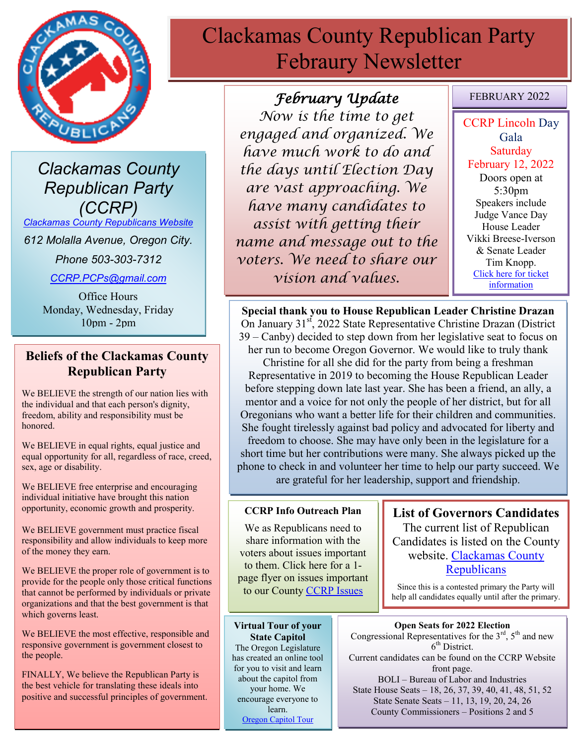# Clackamas County Republican Party Febraury Newsletter

## Clackamas County Republican Party (CCRP)

Clackamas County Republicans Website

612 Molalla Avenue, Oregon City.

Phone 503-303-7312

CCRP.PCPs@gmail.com

Office Hours
Monday, Wednesday, Friday
10pm - 2pm

## Beliefs of the Clackamas County Republican Party

We BELIEVE the strength of our nation lies with the individual and that each person's dignity, freedom, ability and responsibility must be honored.

We BELIEVE in equal rights, equal justice and equal opportunity for all, regardless of race, creed, sex, age or disability.

We BELIEVE free enterprise and encouraging individual initiative have brought this nation opportunity, economic growth and prosperity.

We BELIEVE government must practice fiscal responsibility and allow individuals to keep more of the money they earn.

We BELIEVE the proper role of government is to provide for the people only those critical functions that cannot be performed by individuals or private organizations and that the best government is that which governs least.

We BELIEVE the most effective, responsible and responsive government is government closest to the people.

FINALLY, We believe the Republican Party is the best vehicle for translating these ideals into positive and successful principles of government.

## *February Update*

*Now is the time to get engaged and organized. We have much work to do and the days until Election Day are vast approaching. We have many candidates to assist with getting their name and message out to the voters. We need to share our vision and values.*

FEBRUARY 2022

**CCRP Lincoln Day Gala**
Saturday
February 12, 2022
Doors open at 5:30pm
Speakers include Judge Vance Day House Leader Vikki Breese-Iverson & Senate Leader Tim Knopp.
Click here for ticket information

**Special thank you to House Republican Leader Christine Drazan**

On January 31st, 2022 State Representative Christine Drazan (District 39 – Canby) decided to step down from her legislative seat to focus on her run to become Oregon Governor. We would like to truly thank Christine for all she did for the party from being a freshman Representative in 2019 to becoming the House Republican Leader before stepping down late last year. She has been a friend, an ally, a mentor and a voice for not only the people of her district, but for all Oregonians who want a better life for their children and communities. She fought tirelessly against bad policy and advocated for liberty and freedom to choose. She may have only been in the legislature for a short time but her contributions were many. She always picked up the phone to check in and volunteer her time to help our party succeed. We are grateful for her leadership, support and friendship.

**CCRP Info Outreach Plan**

We as Republicans need to share information with the voters about issues important to them. Click here for a 1-page flyer on issues important to our County CCRP Issues

## List of Governors Candidates

The current list of Republican Candidates is listed on the County website. Clackamas County Republicans

Since this is a contested primary the Party will help all candidates equally until after the primary.

**Virtual Tour of your State Capitol**

The Oregon Legislature has created an online tool for you to visit and learn about the capitol from your home. We encourage everyone to learn.
Oregon Capitol Tour

**Open Seats for 2022 Election**

Congressional Representatives for the 3rd, 5th and new 6th District.
Current candidates can be found on the CCRP Website front page.
BOLI – Bureau of Labor and Industries
State House Seats – 18, 26, 37, 39, 40, 41, 48, 51, 52
State Senate Seats – 11, 13, 19, 20, 24, 26
County Commissioners – Positions 2 and 5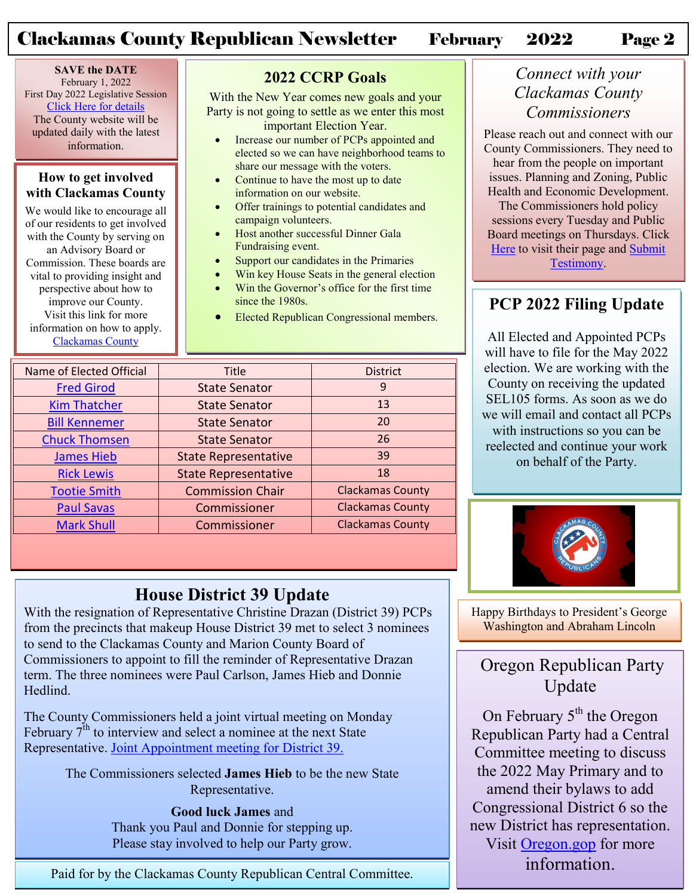# Clackamas County Republican Newsletter February 2022

**SAVE the DATE**

February 1, 2022

First Day 2022 Legislative Session

Click Here for details

The County website will be updated daily with the latest information.

## How to get involved with Clackamas County

We would like to encourage all of our residents to get involved with the County by serving on an Advisory Board or Commission. These boards are vital to providing insight and perspective about how to improve our County.

Visit this link for more information on how to apply.

Clackamas County

## 2022 CCRP Goals

With the New Year comes new goals and your Party is not going to settle as we enter this most important Election Year.

- Increase our number of PCPs appointed and elected so we can have neighborhood teams to share our message with the voters.
- Continue to have the most up to date information on our website.
- Offer trainings to potential candidates and campaign volunteers.
- Host another successful Dinner Gala Fundraising event.
- Support our candidates in the Primaries
- Win key House Seats in the general election
- Win the Governor's office for the first time since the 1980s.
- Elected Republican Congressional members.

## *Connect with your Clackamas County Commissioners*

Please reach out and connect with our County Commissioners. They need to hear from the people on important issues. Planning and Zoning, Public Health and Economic Development. The Commissioners hold policy sessions every Tuesday and Public Board meetings on Thursdays. Click Here to visit their page and Submit Testimony.

| Name of Elected Official | Title | District |
|---|---|---|
| Fred Girod | State Senator | 9 |
| Kim Thatcher | State Senator | 13 |
| Bill Kennemer | State Senator | 20 |
| Chuck Thomsen | State Senator | 26 |
| James Hieb | State Representative | 39 |
| Rick Lewis | State Representative | 18 |
| Tootie Smith | Commission Chair | Clackamas County |
| Paul Savas | Commissioner | Clackamas County |
| Mark Shull | Commissioner | Clackamas County |

## PCP 2022 Filing Update

All Elected and Appointed PCPs will have to file for the May 2022 election. We are working with the County on receiving the updated SEL105 forms. As soon as we do we will email and contact all PCPs with instructions so you can be reelected and continue your work on behalf of the Party.

## House District 39 Update

With the resignation of Representative Christine Drazan (District 39) PCPs from the precincts that makeup House District 39 met to select 3 nominees to send to the Clackamas County and Marion County Board of Commissioners to appoint to fill the reminder of Representative Drazan term. The three nominees were Paul Carlson, James Hieb and Donnie Hedlind.

The County Commissioners held a joint virtual meeting on Monday February 7th to interview and select a nominee at the next State Representative. Joint Appointment meeting for District 39.

The Commissioners selected **James Hieb** to be the new State Representative.

**Good luck James** and
Thank you Paul and Donnie for stepping up.
Please stay involved to help our Party grow.

Happy Birthdays to President's George Washington and Abraham Lincoln

## Oregon Republican Party Update

On February 5th the Oregon Republican Party had a Central Committee meeting to discuss the 2022 May Primary and to amend their bylaws to add Congressional District 6 so the new District has representation. Visit Oregon.gop for more information.

Paid for by the Clackamas County Republican Central Committee.